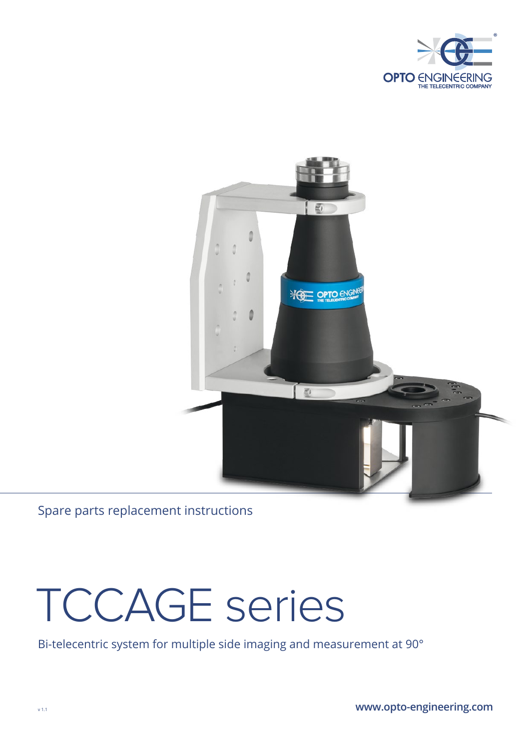Spare parts replacement instructions

# TCCAGE series

Bi-telecentric system for multiple side imaging and measurement at 90°

v 1.1

www.opto-engineering.com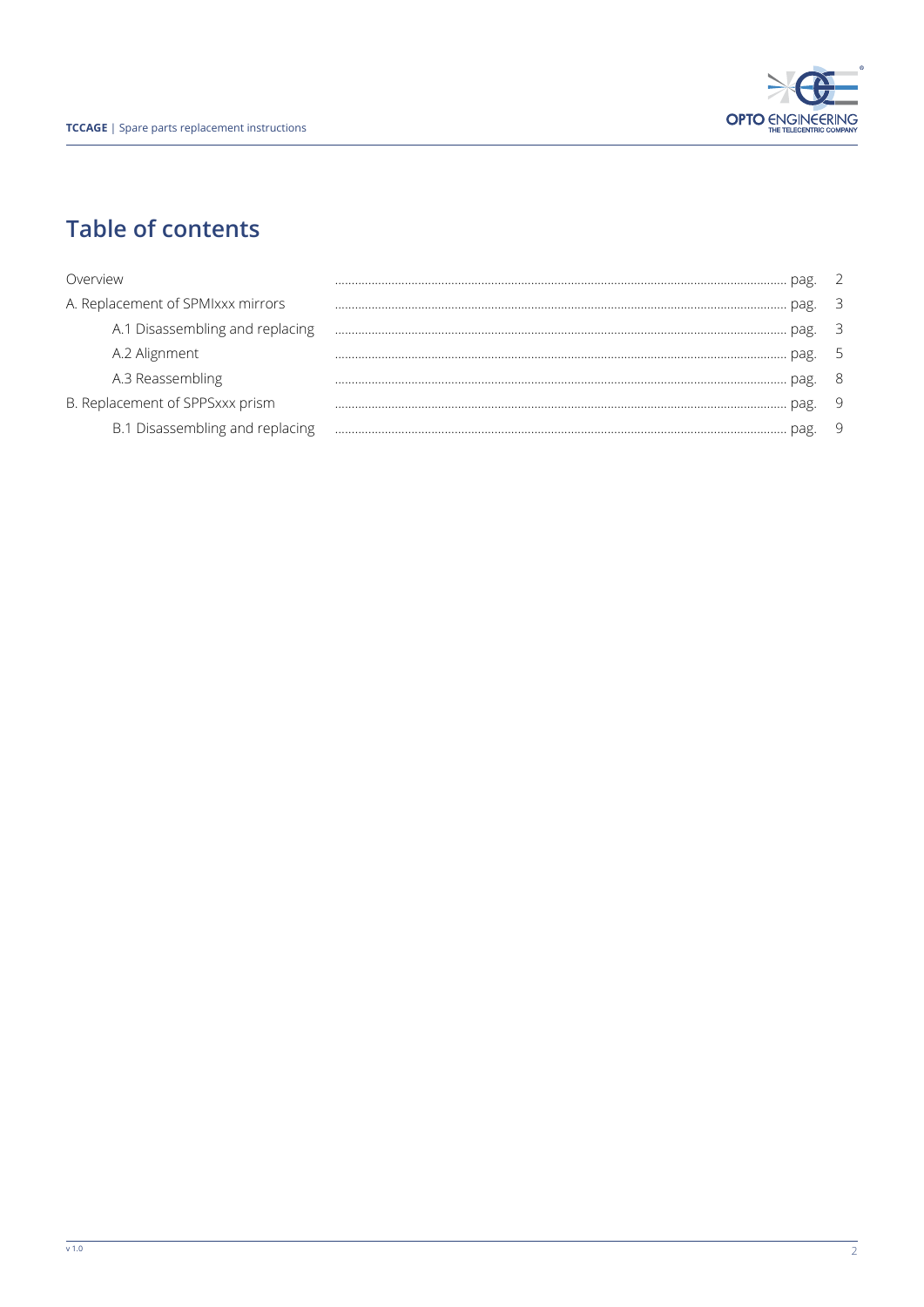# Table of contents

| | |
|---|---|
| Overview | pag. 2 |
| A. Replacement of SPMIxxx mirrors | pag. 3 |
| A.1 Disassembling and replacing | pag. 3 |
| A.2 Alignment | pag. 5 |
| A.3 Reassembling | pag. 8 |
| B. Replacement of SPPSxxx prism | pag. 9 |
| B.1 Disassembling and replacing | pag. 9 |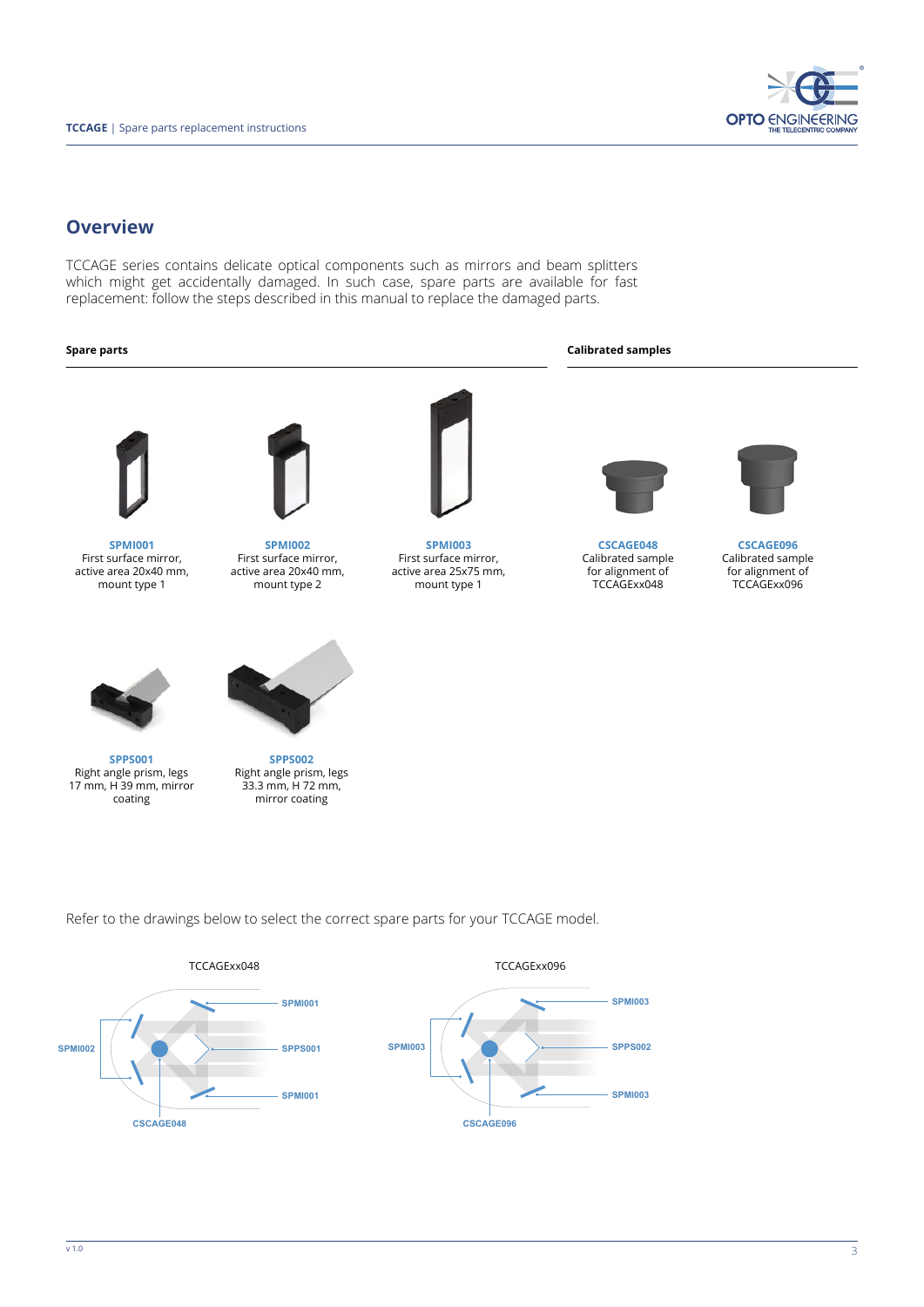## Overview

TCCAGE series contains delicate optical components such as mirrors and beam splitters which might get accidentally damaged. In such case, spare parts are available for fast replacement: follow the steps described in this manual to replace the damaged parts.

**Spare parts**

**SPMI001**
First surface mirror, active area 20x40 mm, mount type 1

**SPMI002**
First surface mirror, active area 20x40 mm, mount type 2

**SPMI003**
First surface mirror, active area 25x75 mm, mount type 1

**SPPS001**
Right angle prism, legs 17 mm, H 39 mm, mirror coating

**SPPS002**
Right angle prism, legs 33.3 mm, H 72 mm, mirror coating

**Calibrated samples**

**CSCAGE048**
Calibrated sample for alignment of TCCAGExx048

**CSCAGE096**
Calibrated sample for alignment of TCCAGExx096

Refer to the drawings below to select the correct spare parts for your TCCAGE model.

TCCAGExx048

SPMI002 — SPMI001 — SPPS001 — SPMI001 — CSCAGE048

TCCAGExx096

SPMI003 — SPMI003 — SPPS002 — SPMI003 — CSCAGE096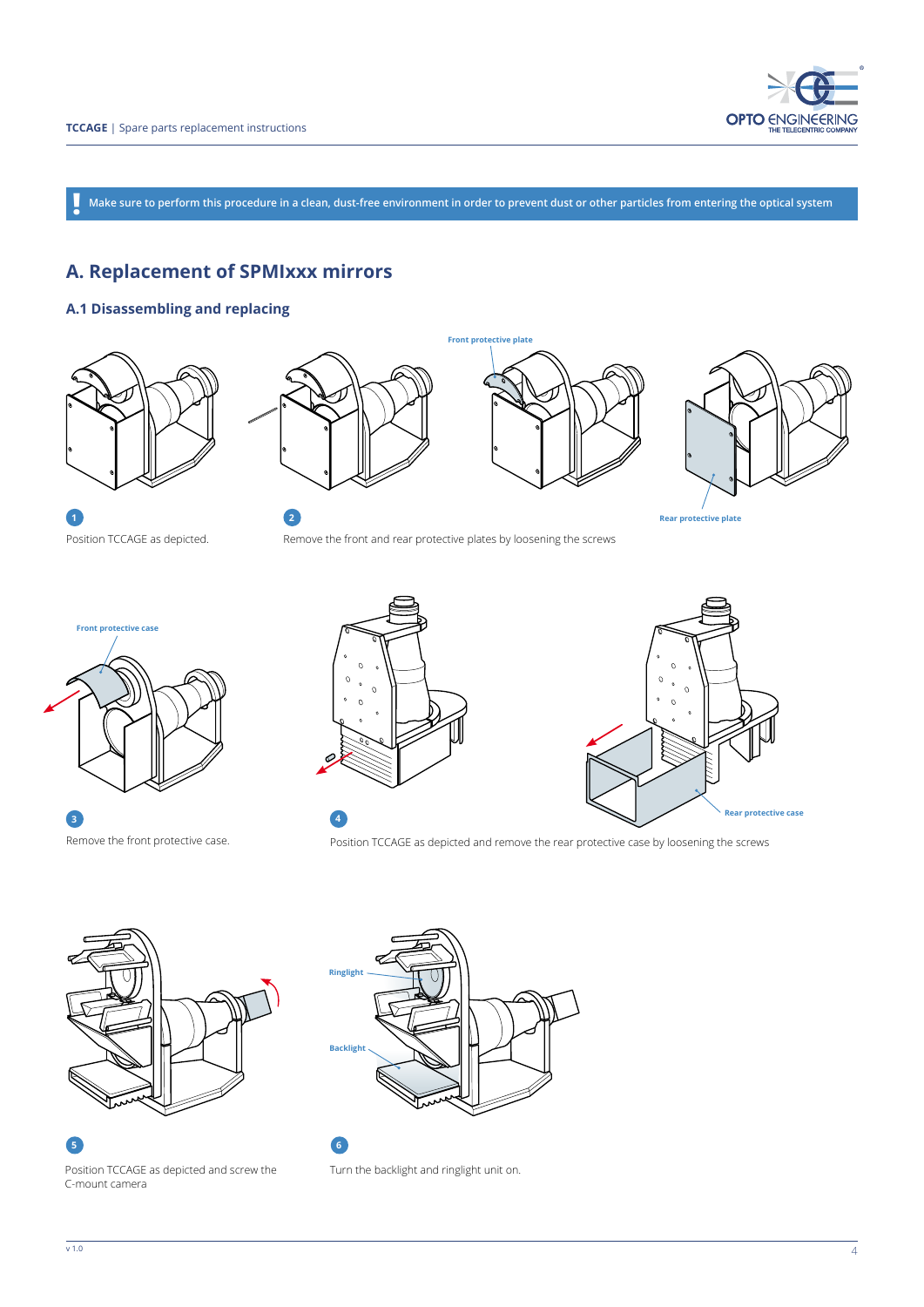> **!** Make sure to perform this procedure in a clean, dust-free environment in order to prevent dust or other particles from entering the optical system

# A. Replacement of SPMIxxx mirrors

## A.1 Disassembling and replacing

Front protective plate

Rear protective plate

**1** Position TCCAGE as depicted.

**2** Remove the front and rear protective plates by loosening the screws

Front protective case

Rear protective case

**3** Remove the front protective case.

**4** Position TCCAGE as depicted and remove the rear protective case by loosening the screws

Ringlight

Backlight

**5** Position TCCAGE as depicted and screw the C-mount camera

**6** Turn the backlight and ringlight unit on.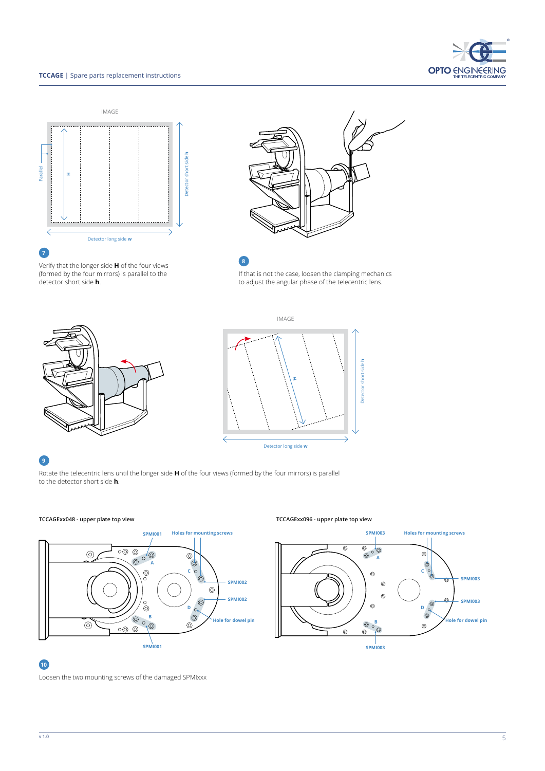7

Verify that the longer side **H** of the four views (formed by the four mirrors) is parallel to the detector short side **h**.

8

If that is not the case, loosen the clamping mechanics to adjust the angular phase of the telecentric lens.

9

Rotate the telecentric lens until the longer side **H** of the four views (formed by the four mirrors) is parallel to the detector short side **h**.

**TCCAGExx048 - upper plate top view**

**TCCAGExx096 - upper plate top view**

10

Loosen the two mounting screws of the damaged SPMIxxx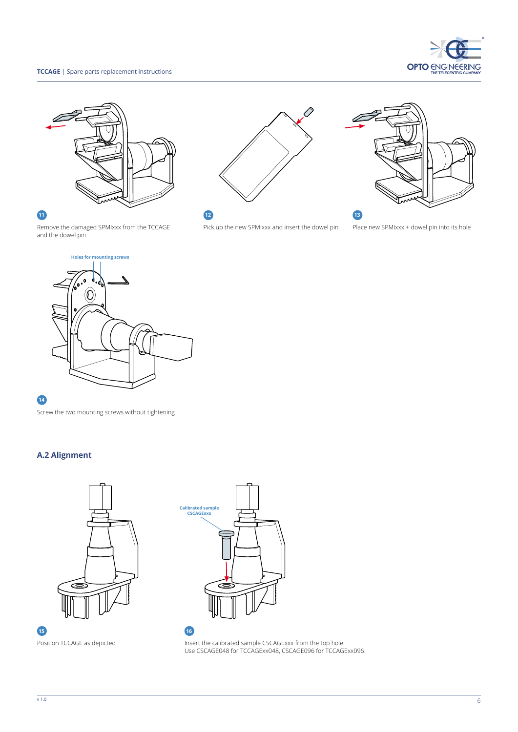11

Remove the damaged SPMIxxx from the TCCAGE and the dowel pin

12

Pick up the new SPMIxxx and insert the dowel pin

13

Place new SPMIxxx + dowel pin into its hole

Holes for mounting screws

14

Screw the two mounting screws without tightening

## A.2 Alignment

15

Position TCCAGE as depicted

Calibrated sample CSCAGExxx

16

Insert the calibrated sample CSCAGExxx from the top hole.
Use CSCAGE048 for TCCAGExx048, CSCAGE096 for TCCAGExx096.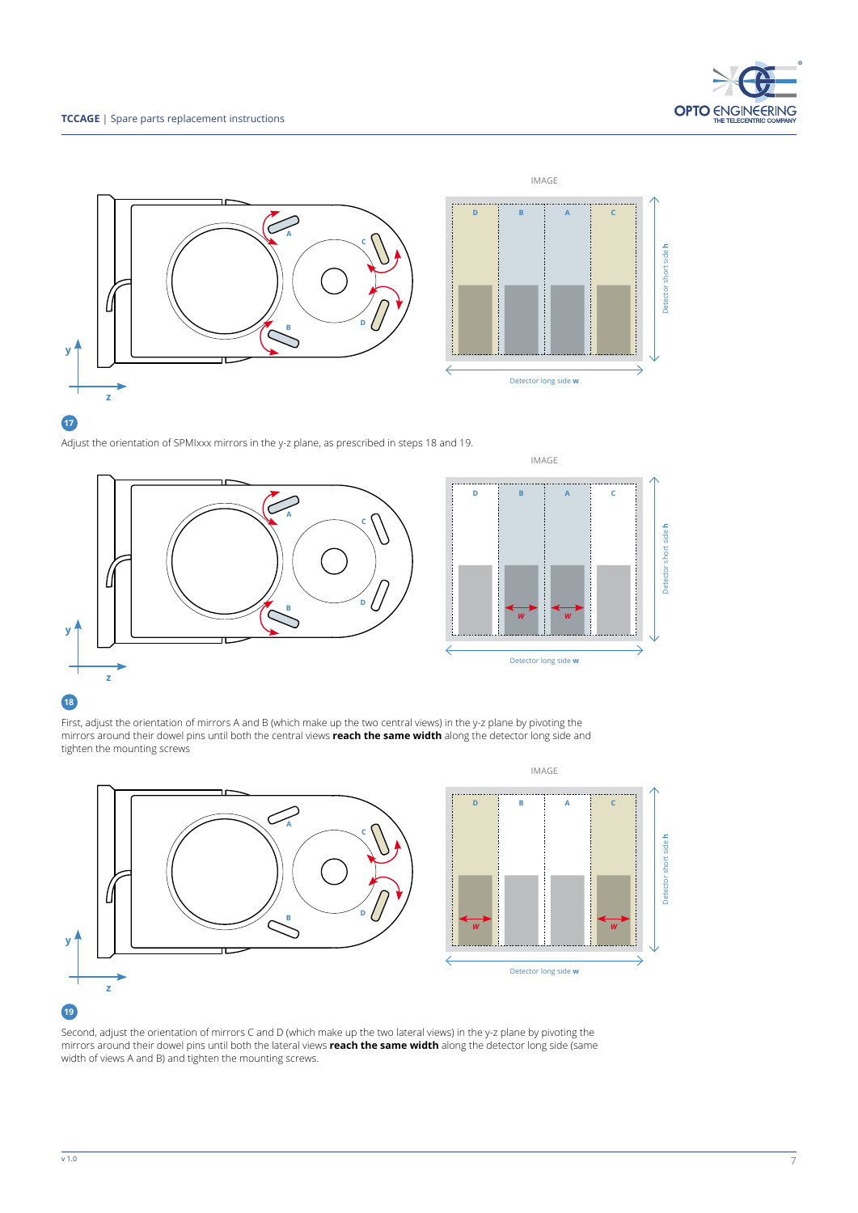**17**

Adjust the orientation of SPMIxxx mirrors in the y-z plane, as prescribed in steps 18 and 19.

**18**

First, adjust the orientation of mirrors A and B (which make up the two central views) in the y-z plane by pivoting the mirrors around their dowel pins until both the central views **reach the same width** along the detector long side and tighten the mounting screws

**19**

Second, adjust the orientation of mirrors C and D (which make up the two lateral views) in the y-z plane by pivoting the mirrors around their dowel pins until both the lateral views **reach the same width** along the detector long side (same width of views A and B) and tighten the mounting screws.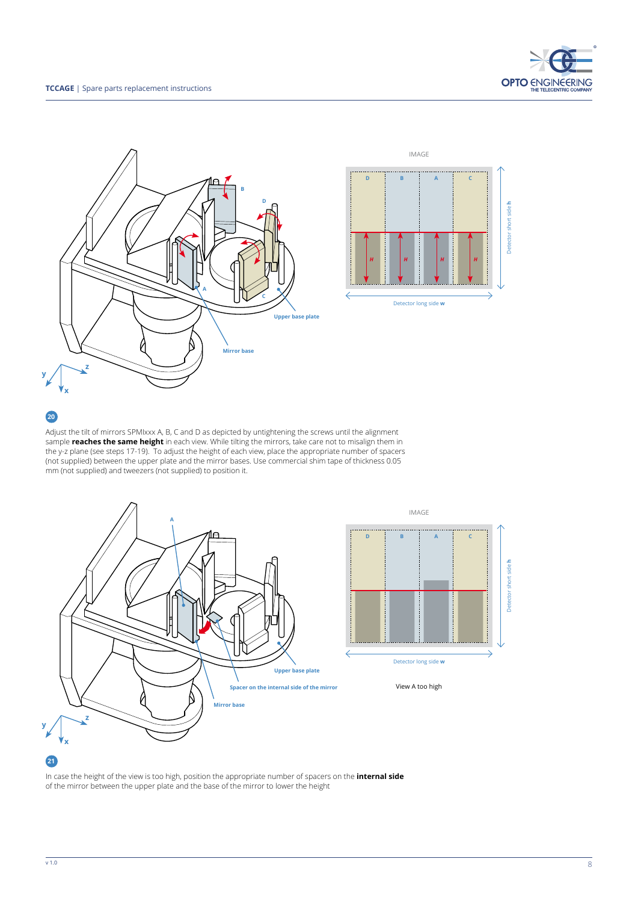**20**

Adjust the tilt of mirrors SPMIxxx A, B, C and D as depicted by untightening the screws until the alignment sample **reaches the same height** in each view. While tilting the mirrors, take care not to misalign them in the y-z plane (see steps 17-19). To adjust the height of each view, place the appropriate number of spacers (not supplied) between the upper plate and the mirror bases. Use commercial shim tape of thickness 0.05 mm (not supplied) and tweezers (not supplied) to position it.

View A too high

**21**

In case the height of the view is too high, position the appropriate number of spacers on the **internal side** of the mirror between the upper plate and the base of the mirror to lower the height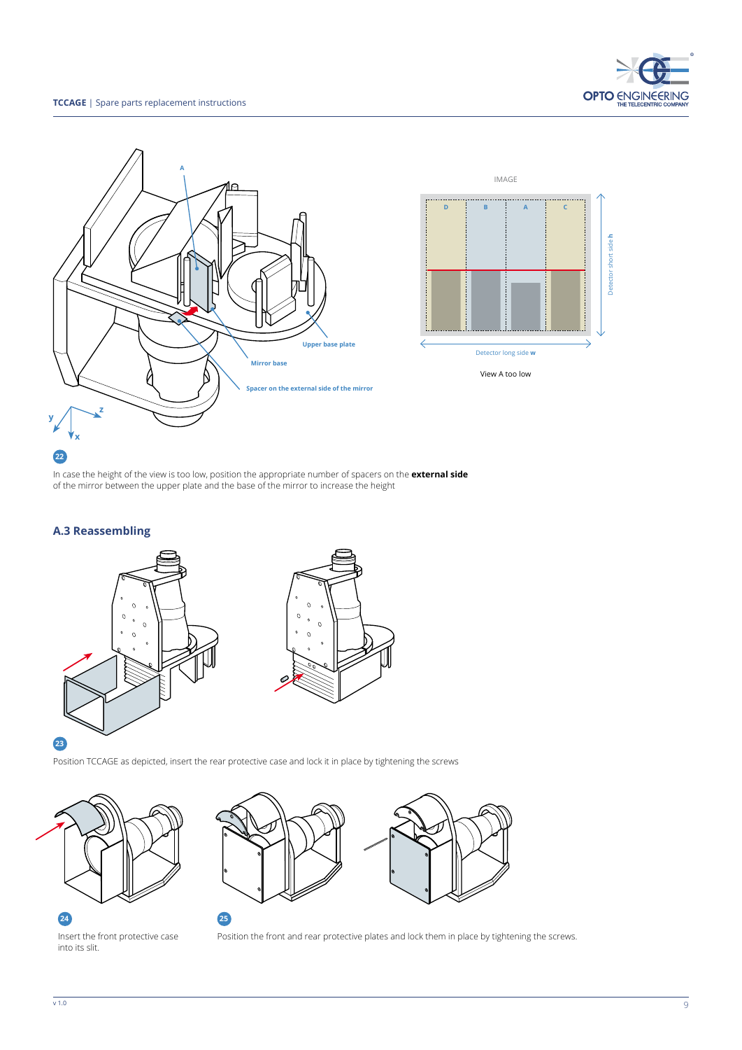**22**

In case the height of the view is too low, position the appropriate number of spacers on the **external side** of the mirror between the upper plate and the base of the mirror to increase the height

## A.3 Reassembling

**23**

Position TCCAGE as depicted, insert the rear protective case and lock it in place by tightening the screws

**24**

Insert the front protective case into its slit.

**25**

Position the front and rear protective plates and lock them in place by tightening the screws.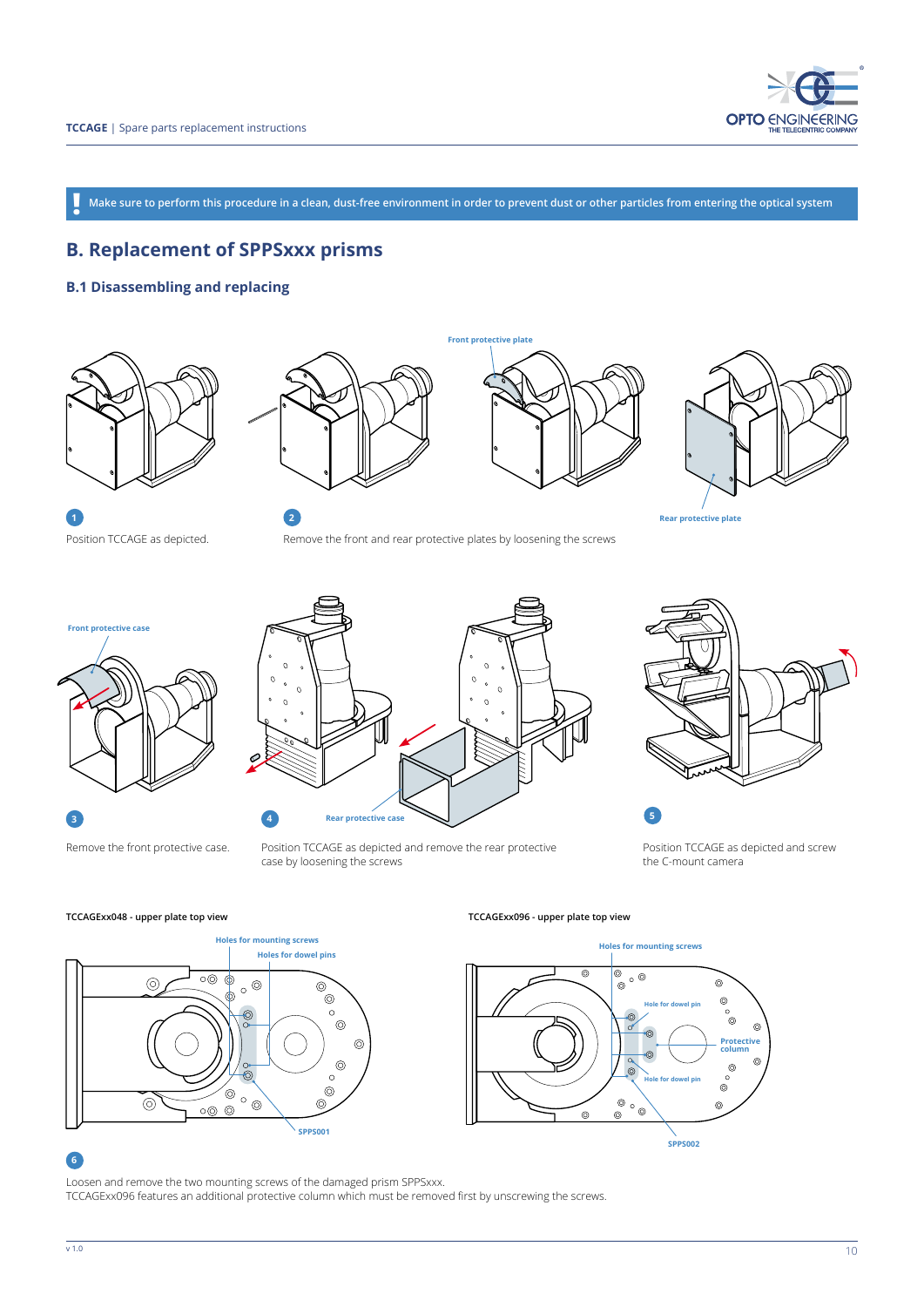**!** Make sure to perform this procedure in a clean, dust-free environment in order to prevent dust or other particles from entering the optical system

## B. Replacement of SPPSxxx prisms

### B.1 Disassembling and replacing

Front protective plate

Rear protective plate

**1** Position TCCAGE as depicted.

**2** Remove the front and rear protective plates by loosening the screws

Front protective case

Rear protective case

**3** Remove the front protective case.

**4** Position TCCAGE as depicted and remove the rear protective case by loosening the screws

**5** Position TCCAGE as depicted and screw the C-mount camera

TCCAGExx048 - upper plate top view

Holes for mounting screws

Holes for dowel pins

SPPS001

TCCAGExx096 - upper plate top view

Holes for mounting screws

Hole for dowel pin

Protective column

Hole for dowel pin

SPPS002

**6** Loosen and remove the two mounting screws of the damaged prism SPPSxxx.
TCCAGExx096 features an additional protective column which must be removed first by unscrewing the screws.

v 1.0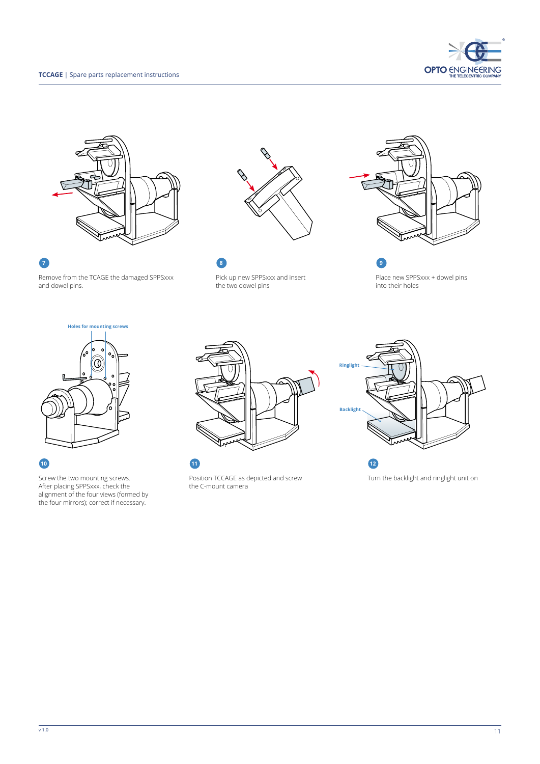**7**

Remove from the TCAGE the damaged SPPSxxx and dowel pins.

**8**

Pick up new SPPSxxx and insert the two dowel pins

**9**

Place new SPPSxxx + dowel pins into their holes

Holes for mounting screws

**10**

Screw the two mounting screws.
After placing SPPSxxx, check the alignment of the four views (formed by the four mirrors); correct if necessary.

**11**

Position TCCAGE as depicted and screw the C-mount camera

Ringlight

Backlight

**12**

Turn the backlight and ringlight unit on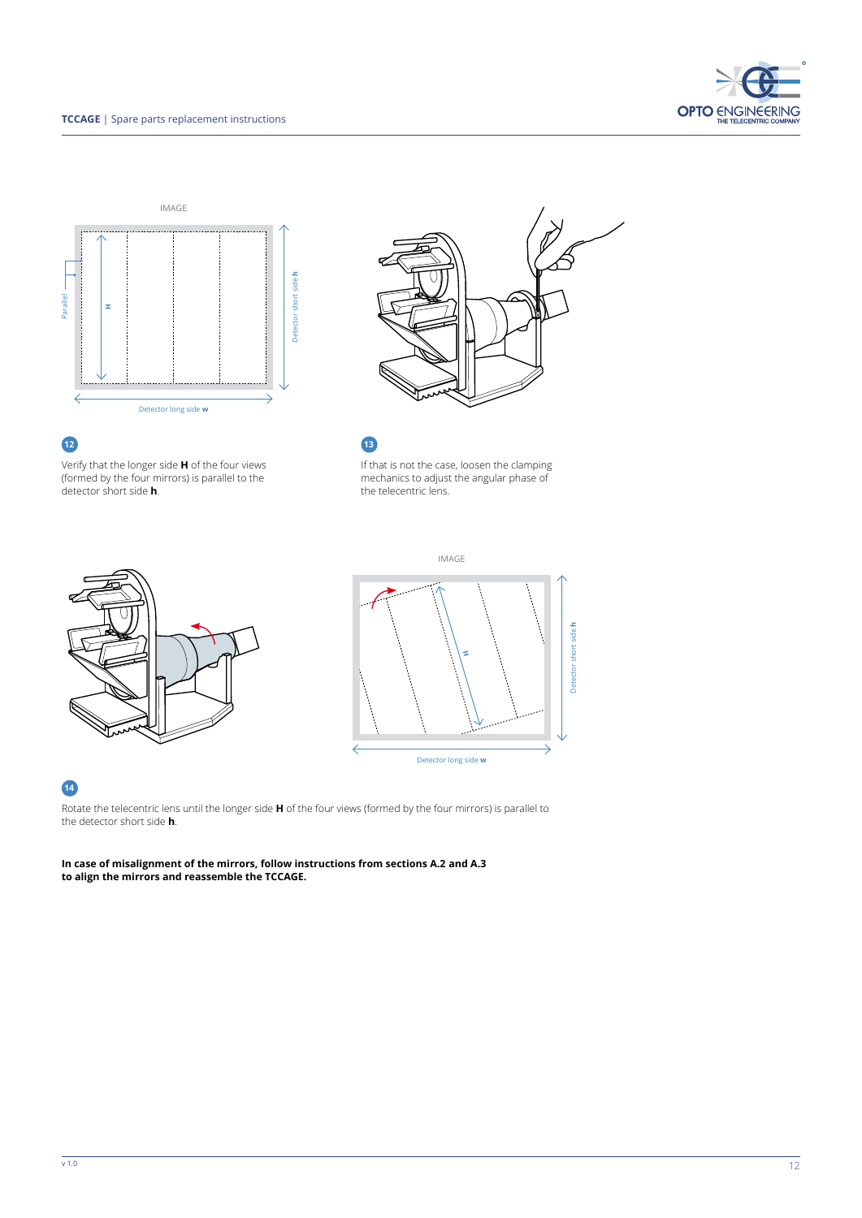IMAGE

Parallel

H

Detector short side **h**

Detector long side **w**

**12**

Verify that the longer side **H** of the four views (formed by the four mirrors) is parallel to the detector short side **h**.

**13**

If that is not the case, loosen the clamping mechanics to adjust the angular phase of the telecentric lens.

IMAGE

H

Detector short side **h**

Detector long side **w**

**14**

Rotate the telecentric lens until the longer side **H** of the four views (formed by the four mirrors) is parallel to the detector short side **h**.

**In case of misalignment of the mirrors, follow instructions from sections A.2 and A.3 to align the mirrors and reassemble the TCCAGE.**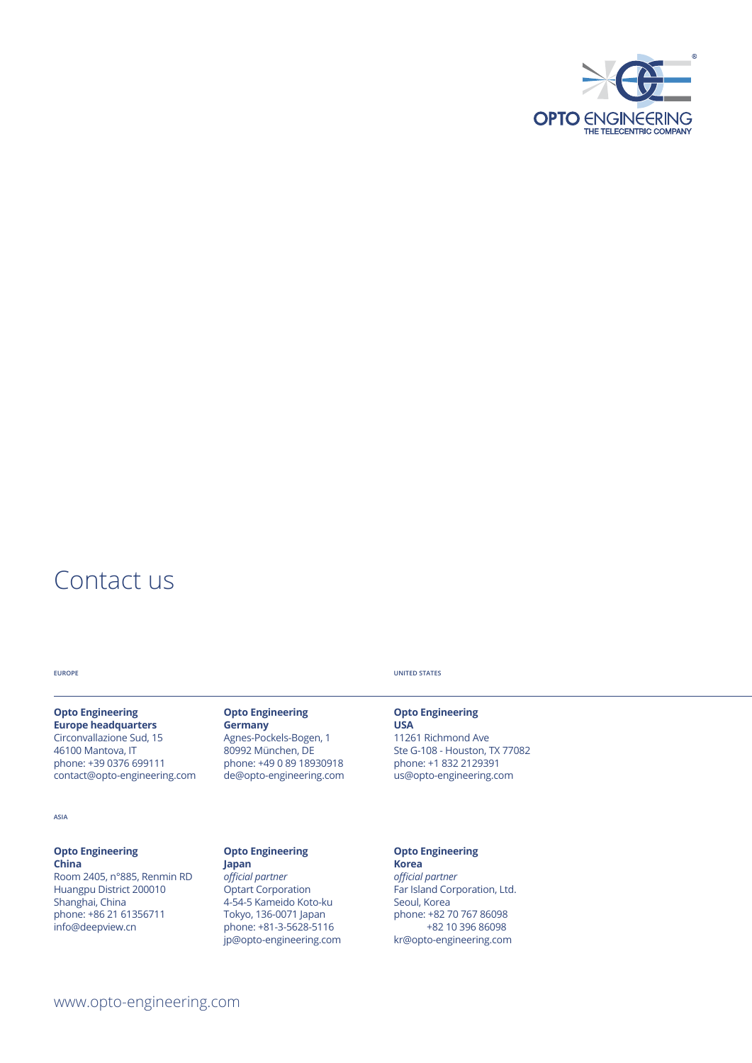# Contact us

EUROPE

**Opto Engineering**
**Europe headquarters**
Circonvallazione Sud, 15
46100 Mantova, IT
phone: +39 0376 699111
contact@opto-engineering.com

**Opto Engineering**
**Germany**
Agnes-Pockels-Bogen, 1
80992 München, DE
phone: +49 0 89 18930918
de@opto-engineering.com

UNITED STATES

**Opto Engineering**
**USA**
11261 Richmond Ave
Ste G-108 - Houston, TX 77082
phone: +1 832 2129391
us@opto-engineering.com

ASIA

**Opto Engineering**
**China**
Room 2405, n°885, Renmin RD
Huangpu District 200010
Shanghai, China
phone: +86 21 61356711
info@deepview.cn

**Opto Engineering**
**Japan**
*official partner*
Optart Corporation
4-54-5 Kameido Koto-ku
Tokyo, 136-0071 Japan
phone: +81-3-5628-5116
jp@opto-engineering.com

**Opto Engineering**
**Korea**
*official partner*
Far Island Corporation, Ltd.
Seoul, Korea
phone: +82 70 767 86098
+82 10 396 86098
kr@opto-engineering.com

www.opto-engineering.com